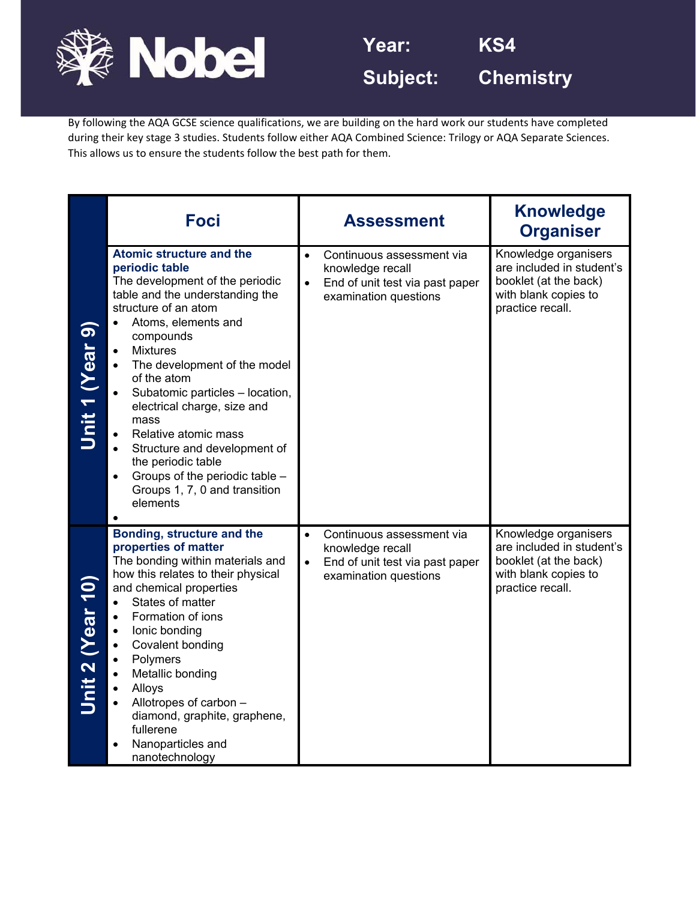# Nobel

**Year:** KS4

**Subject:** Chemistry

By following the AQA GCSE science qualifications, we are building on the hard work our students have completed during their key stage 3 studies. Students follow either AQA Combined Science: Trilogy or AQA Separate Sciences. This allows us to ensure the students follow the best path for them.

| | Foci | Assessment | Knowledge Organiser |
|---|---|---|---|
| **Unit 1 (Year 9)** | **Atomic structure and the periodic table**<br>The development of the periodic table and the understanding the structure of an atom<br>• Atoms, elements and compounds<br>• Mixtures<br>• The development of the model of the atom<br>• Subatomic particles – location, electrical charge, size and mass<br>• Relative atomic mass<br>• Structure and development of the periodic table<br>• Groups of the periodic table – Groups 1, 7, 0 and transition elements<br>• | • Continuous assessment via knowledge recall<br>• End of unit test via past paper examination questions | Knowledge organisers are included in student's booklet (at the back) with blank copies to practice recall. |
| **Unit 2 (Year 10)** | **Bonding, structure and the properties of matter**<br>The bonding within materials and how this relates to their physical and chemical properties<br>• States of matter<br>• Formation of ions<br>• Ionic bonding<br>• Covalent bonding<br>• Polymers<br>• Metallic bonding<br>• Alloys<br>• Allotropes of carbon – diamond, graphite, graphene, fullerene<br>• Nanoparticles and nanotechnology | • Continuous assessment via knowledge recall<br>• End of unit test via past paper examination questions | Knowledge organisers are included in student's booklet (at the back) with blank copies to practice recall. |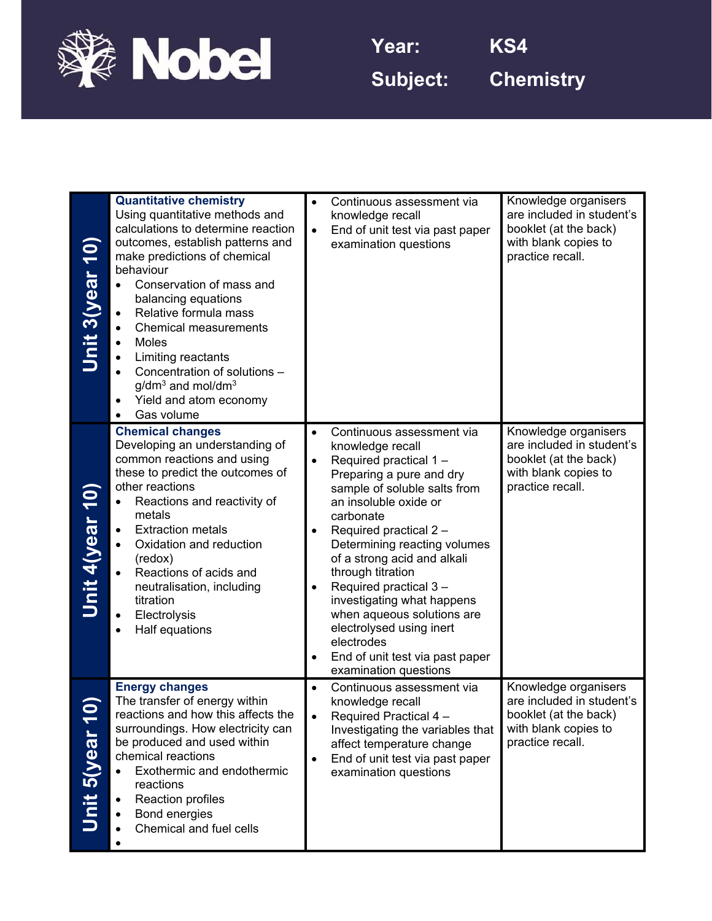**Year:** KS4

**Subject:** Chemistry

| | | | |
|---|---|---|---|
| **Unit 3(year 10)** | **Quantitative chemistry**<br>Using quantitative methods and calculations to determine reaction outcomes, establish patterns and make predictions of chemical behaviour<br>• Conservation of mass and balancing equations<br>• Relative formula mass<br>• Chemical measurements<br>• Moles<br>• Limiting reactants<br>• Concentration of solutions – $g/dm^3$ and $mol/dm^3$<br>• Yield and atom economy<br>• Gas volume | • Continuous assessment via knowledge recall<br>• End of unit test via past paper examination questions | Knowledge organisers are included in student's booklet (at the back) with blank copies to practice recall. |
| **Unit 4(year 10)** | **Chemical changes**<br>Developing an understanding of common reactions and using these to predict the outcomes of other reactions<br>• Reactions and reactivity of metals<br>• Extraction metals<br>• Oxidation and reduction (redox)<br>• Reactions of acids and neutralisation, including titration<br>• Electrolysis<br>• Half equations | • Continuous assessment via knowledge recall<br>• Required practical 1 – Preparing a pure and dry sample of soluble salts from an insoluble oxide or carbonate<br>• Required practical 2 – Determining reacting volumes of a strong acid and alkali through titration<br>• Required practical 3 – investigating what happens when aqueous solutions are electrolysed using inert electrodes<br>• End of unit test via past paper examination questions | Knowledge organisers are included in student's booklet (at the back) with blank copies to practice recall. |
| **Unit 5(year 10)** | **Energy changes**<br>The transfer of energy within reactions and how this affects the surroundings. How electricity can be produced and used within chemical reactions<br>• Exothermic and endothermic reactions<br>• Reaction profiles<br>• Bond energies<br>• Chemical and fuel cells<br>• | • Continuous assessment via knowledge recall<br>• Required Practical 4 – Investigating the variables that affect temperature change<br>• End of unit test via past paper examination questions | Knowledge organisers are included in student's booklet (at the back) with blank copies to practice recall. |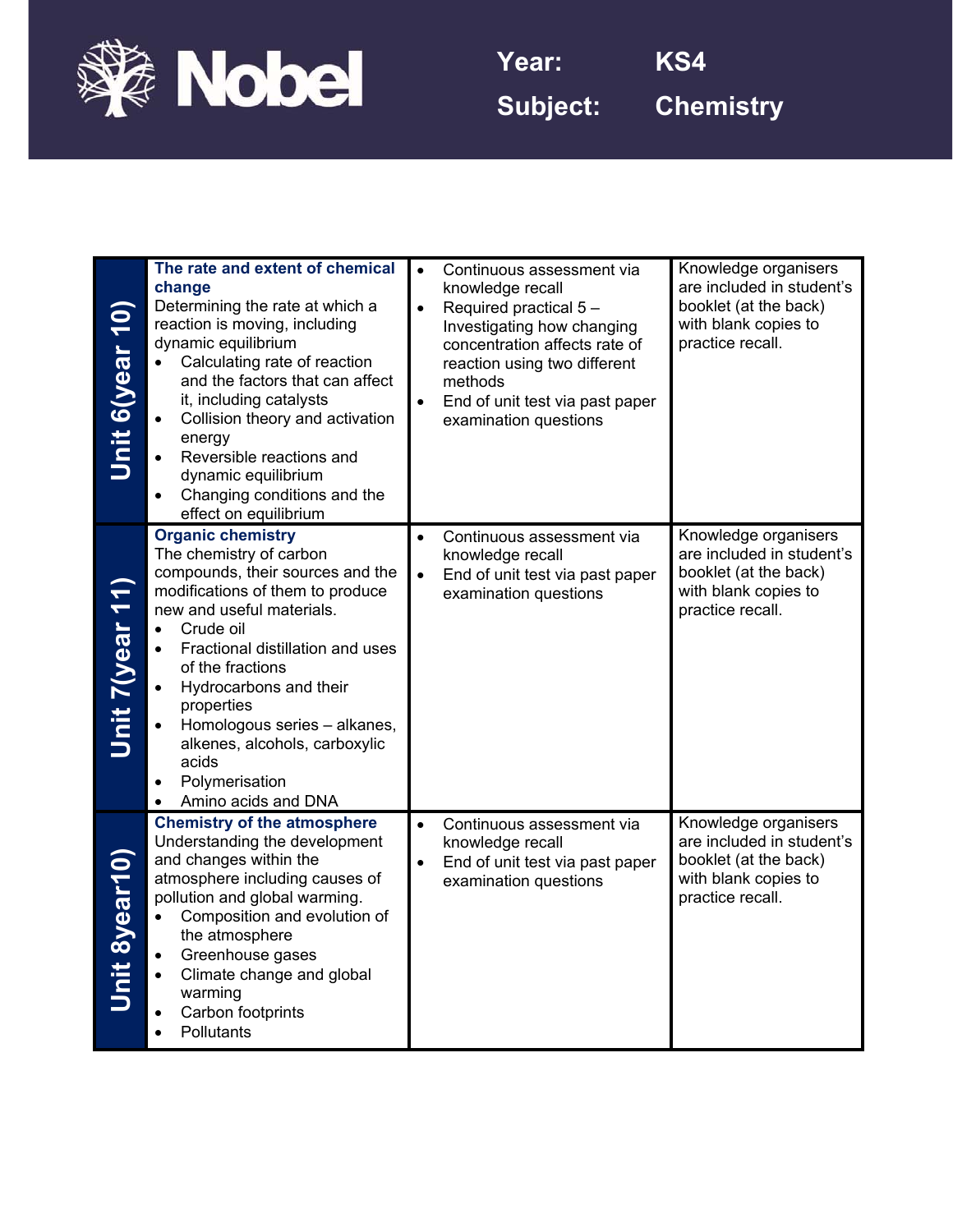**Year:** KS4

**Subject:** Chemistry

| | | | |
|---|---|---|---|
| **Unit 6(year 10)** | **The rate and extent of chemical change**<br>Determining the rate at which a reaction is moving, including dynamic equilibrium<br>• Calculating rate of reaction and the factors that can affect it, including catalysts<br>• Collision theory and activation energy<br>• Reversible reactions and dynamic equilibrium<br>• Changing conditions and the effect on equilibrium | • Continuous assessment via knowledge recall<br>• Required practical 5 – Investigating how changing concentration affects rate of reaction using two different methods<br>• End of unit test via past paper examination questions | Knowledge organisers are included in student's booklet (at the back) with blank copies to practice recall. |
| **Unit 7(year 11)** | **Organic chemistry**<br>The chemistry of carbon compounds, their sources and the modifications of them to produce new and useful materials.<br>• Crude oil<br>• Fractional distillation and uses of the fractions<br>• Hydrocarbons and their properties<br>• Homologous series – alkanes, alkenes, alcohols, carboxylic acids<br>• Polymerisation<br>• Amino acids and DNA | • Continuous assessment via knowledge recall<br>• End of unit test via past paper examination questions | Knowledge organisers are included in student's booklet (at the back) with blank copies to practice recall. |
| **Unit 8year10)** | **Chemistry of the atmosphere**<br>Understanding the development and changes within the atmosphere including causes of pollution and global warming.<br>• Composition and evolution of the atmosphere<br>• Greenhouse gases<br>• Climate change and global warming<br>• Carbon footprints<br>• Pollutants | • Continuous assessment via knowledge recall<br>• End of unit test via past paper examination questions | Knowledge organisers are included in student's booklet (at the back) with blank copies to practice recall. |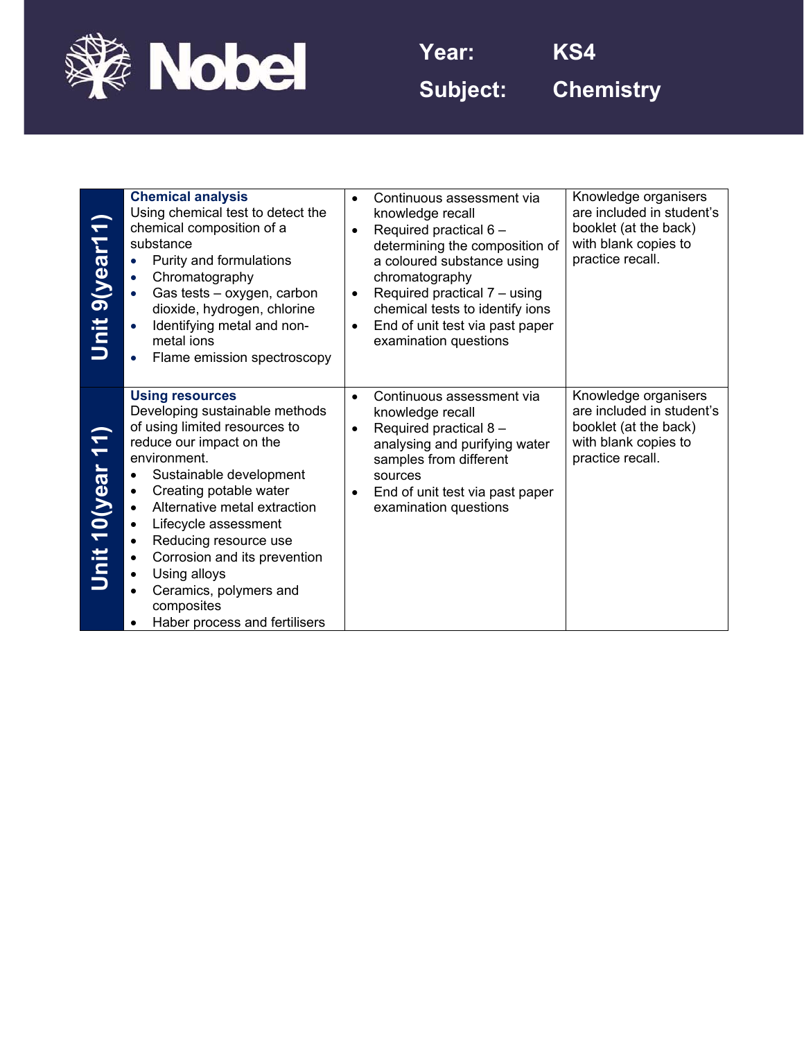**Year:** KS4

**Subject:** Chemistry

| | | | |
|---|---|---|---|
| Unit 9(year11) | **Chemical analysis**<br>Using chemical test to detect the chemical composition of a substance<br>• Purity and formulations<br>• Chromatography<br>• Gas tests – oxygen, carbon dioxide, hydrogen, chlorine<br>• Identifying metal and non-metal ions<br>• Flame emission spectroscopy | • Continuous assessment via knowledge recall<br>• Required practical 6 – determining the composition of a coloured substance using chromatography<br>• Required practical 7 – using chemical tests to identify ions<br>• End of unit test via past paper examination questions | Knowledge organisers are included in student's booklet (at the back) with blank copies to practice recall. |
| Unit 10(year 11) | **Using resources**<br>Developing sustainable methods of using limited resources to reduce our impact on the environment.<br>• Sustainable development<br>• Creating potable water<br>• Alternative metal extraction<br>• Lifecycle assessment<br>• Reducing resource use<br>• Corrosion and its prevention<br>• Using alloys<br>• Ceramics, polymers and composites<br>• Haber process and fertilisers | • Continuous assessment via knowledge recall<br>• Required practical 8 – analysing and purifying water samples from different sources<br>• End of unit test via past paper examination questions | Knowledge organisers are included in student's booklet (at the back) with blank copies to practice recall. |